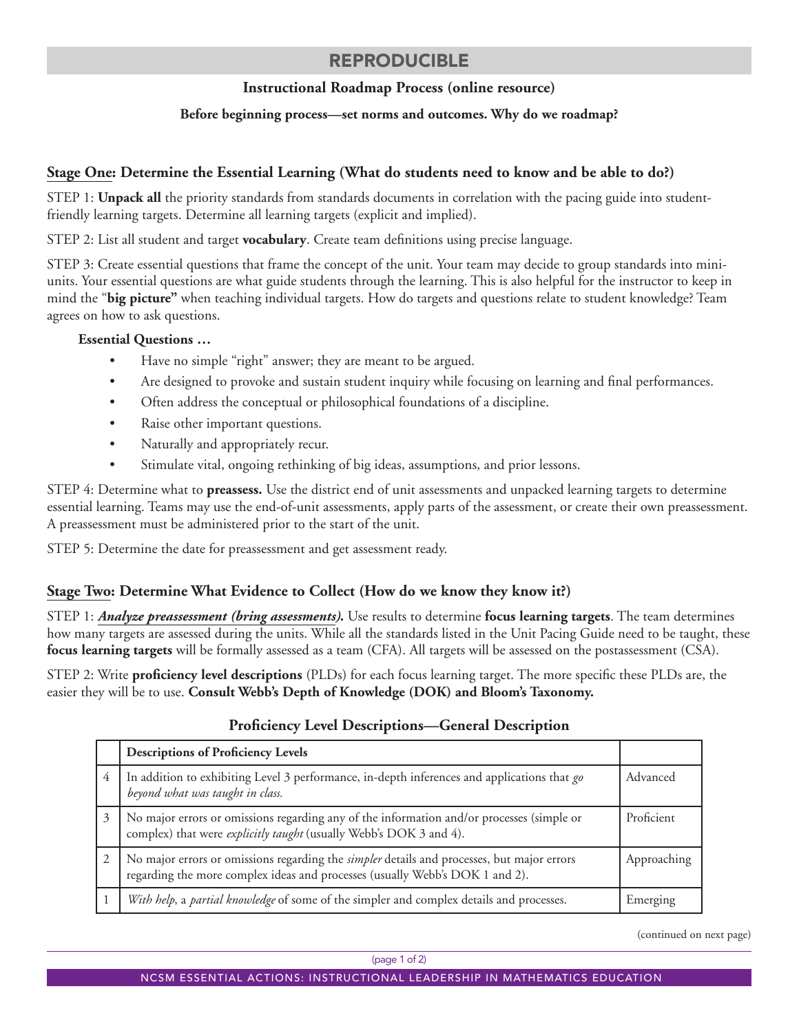# REPRODUCIBLE

**Instructional Roadmap Process (online resource)**

**Before beginning process—set norms and outcomes. Why do we roadmap?**

## Stage One: Determine the Essential Learning (What do students need to know and be able to do?)

STEP 1: **Unpack all** the priority standards from standards documents in correlation with the pacing guide into student-friendly learning targets. Determine all learning targets (explicit and implied).

STEP 2: List all student and target **vocabulary**. Create team definitions using precise language.

STEP 3: Create essential questions that frame the concept of the unit. Your team may decide to group standards into mini-units. Your essential questions are what guide students through the learning. This is also helpful for the instructor to keep in mind the "**big picture"** when teaching individual targets. How do targets and questions relate to student knowledge? Team agrees on how to ask questions.

**Essential Questions …**

- Have no simple "right" answer; they are meant to be argued.
- Are designed to provoke and sustain student inquiry while focusing on learning and final performances.
- Often address the conceptual or philosophical foundations of a discipline.
- Raise other important questions.
- Naturally and appropriately recur.
- Stimulate vital, ongoing rethinking of big ideas, assumptions, and prior lessons.

STEP 4: Determine what to **preassess.** Use the district end of unit assessments and unpacked learning targets to determine essential learning. Teams may use the end-of-unit assessments, apply parts of the assessment, or create their own preassessment. A preassessment must be administered prior to the start of the unit.

STEP 5: Determine the date for preassessment and get assessment ready.

## Stage Two: Determine What Evidence to Collect (How do we know they know it?)

STEP 1: ***Analyze preassessment (bring assessments)*.** Use results to determine **focus learning targets**. The team determines how many targets are assessed during the units. While all the standards listed in the Unit Pacing Guide need to be taught, these **focus learning targets** will be formally assessed as a team (CFA). All targets will be assessed on the postassessment (CSA).

STEP 2: Write **proficiency level descriptions** (PLDs) for each focus learning target. The more specific these PLDs are, the easier they will be to use. **Consult Webb's Depth of Knowledge (DOK) and Bloom's Taxonomy.**

**Proficiency Level Descriptions—General Description**

| | **Descriptions of Proficiency Levels** | |
|---|---|---|
| 4 | In addition to exhibiting Level 3 performance, in-depth inferences and applications that *go beyond what was taught in class.* | Advanced |
| 3 | No major errors or omissions regarding any of the information and/or processes (simple or complex) that were *explicitly taught* (usually Webb's DOK 3 and 4). | Proficient |
| 2 | No major errors or omissions regarding the *simpler* details and processes, but major errors regarding the more complex ideas and processes (usually Webb's DOK 1 and 2). | Approaching |
| 1 | *With help*, a *partial knowledge* of some of the simpler and complex details and processes. | Emerging |

(continued on next page)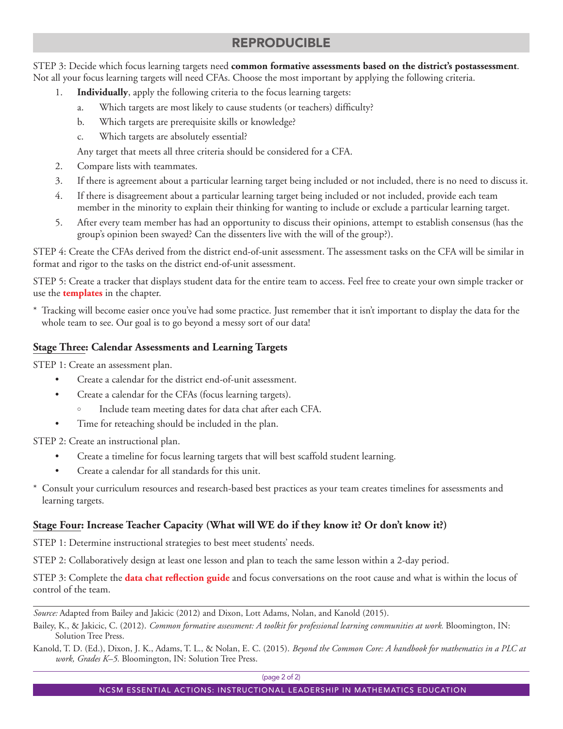## REPRODUCIBLE

STEP 3: Decide which focus learning targets need **common formative assessments based on the district's postassessment**. Not all your focus learning targets will need CFAs. Choose the most important by applying the following criteria.

1. **Individually**, apply the following criteria to the focus learning targets:
   a. Which targets are most likely to cause students (or teachers) difficulty?
   b. Which targets are prerequisite skills or knowledge?
   c. Which targets are absolutely essential?

   Any target that meets all three criteria should be considered for a CFA.
2. Compare lists with teammates.
3. If there is agreement about a particular learning target being included or not included, there is no need to discuss it.
4. If there is disagreement about a particular learning target being included or not included, provide each team member in the minority to explain their thinking for wanting to include or exclude a particular learning target.
5. After every team member has had an opportunity to discuss their opinions, attempt to establish consensus (has the group's opinion been swayed? Can the dissenters live with the will of the group?).

STEP 4: Create the CFAs derived from the district end-of-unit assessment. The assessment tasks on the CFA will be similar in format and rigor to the tasks on the district end-of-unit assessment.

STEP 5: Create a tracker that displays student data for the entire team to access. Feel free to create your own simple tracker or use the **templates** in the chapter.

\* Tracking will become easier once you've had some practice. Just remember that it isn't important to display the data for the whole team to see. Our goal is to go beyond a messy sort of our data!

### Stage Three: Calendar Assessments and Learning Targets

STEP 1: Create an assessment plan.

- Create a calendar for the district end-of-unit assessment.
- Create a calendar for the CFAs (focus learning targets).
  - Include team meeting dates for data chat after each CFA.
- Time for reteaching should be included in the plan.

STEP 2: Create an instructional plan.

- Create a timeline for focus learning targets that will best scaffold student learning.
- Create a calendar for all standards for this unit.

\* Consult your curriculum resources and research-based best practices as your team creates timelines for assessments and learning targets.

### Stage Four: Increase Teacher Capacity (What will WE do if they know it? Or don't know it?)

STEP 1: Determine instructional strategies to best meet students' needs.

STEP 2: Collaboratively design at least one lesson and plan to teach the same lesson within a 2-day period.

STEP 3: Complete the **data chat reflection guide** and focus conversations on the root cause and what is within the locus of control of the team.

---

*Source:* Adapted from Bailey and Jakicic (2012) and Dixon, Lott Adams, Nolan, and Kanold (2015).

Bailey, K., & Jakicic, C. (2012). *Common formative assessment: A toolkit for professional learning communities at work.* Bloomington, IN: Solution Tree Press.

Kanold, T. D. (Ed.), Dixon, J. K., Adams, T. L., & Nolan, E. C. (2015). *Beyond the Common Core: A handbook for mathematics in a PLC at work, Grades K–5.* Bloomington, IN: Solution Tree Press.